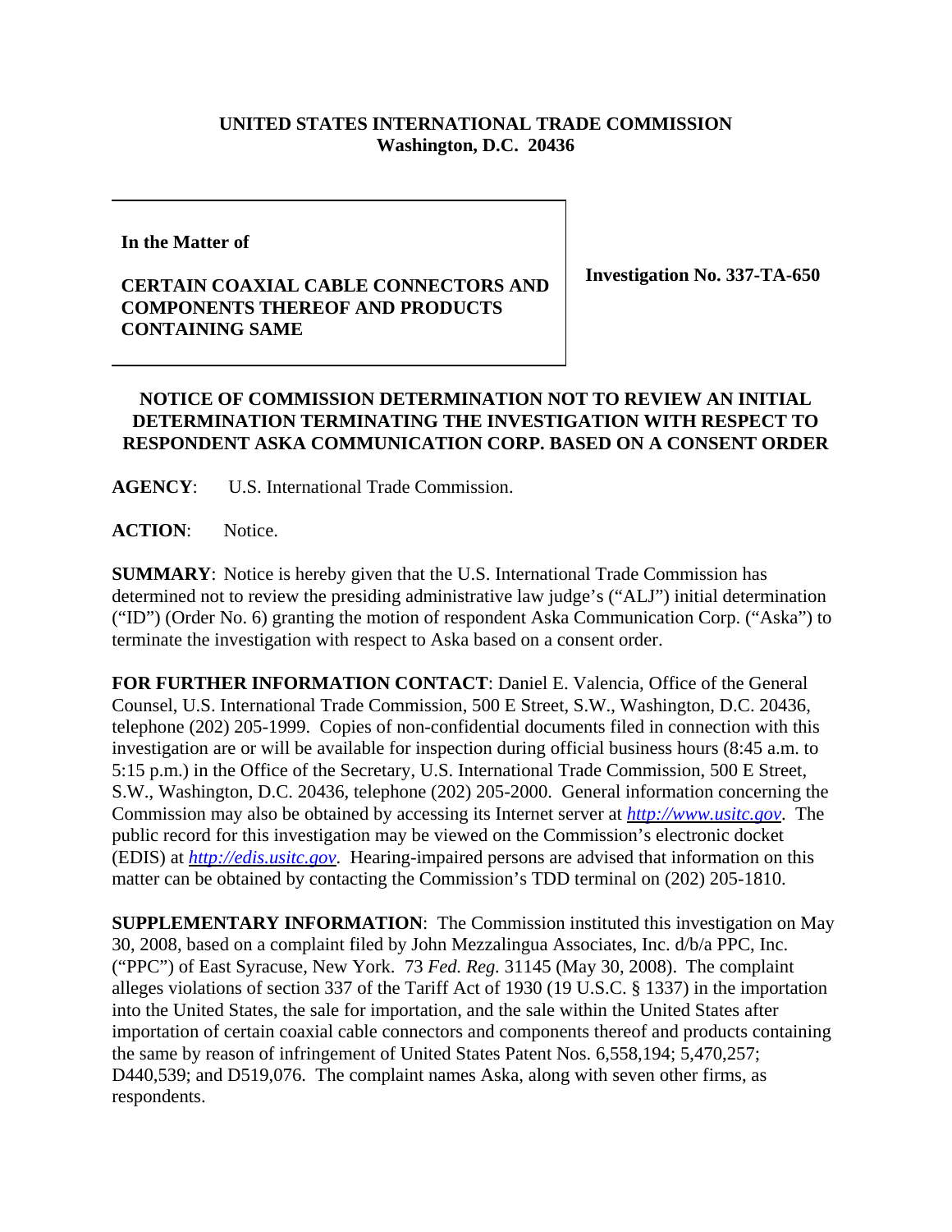**UNITED STATES INTERNATIONAL TRADE COMMISSION**
**Washington, D.C. 20436**

| | |
|---|---|
| **In the Matter of** <br><br> **CERTAIN COAXIAL CABLE CONNECTORS AND COMPONENTS THEREOF AND PRODUCTS CONTAINING SAME** | **Investigation No. 337-TA-650** |

**NOTICE OF COMMISSION DETERMINATION NOT TO REVIEW AN INITIAL DETERMINATION TERMINATING THE INVESTIGATION WITH RESPECT TO RESPONDENT ASKA COMMUNICATION CORP. BASED ON A CONSENT ORDER**

**AGENCY**: U.S. International Trade Commission.

**ACTION**: Notice.

**SUMMARY**: Notice is hereby given that the U.S. International Trade Commission has determined not to review the presiding administrative law judge's ("ALJ") initial determination ("ID") (Order No. 6) granting the motion of respondent Aska Communication Corp. ("Aska") to terminate the investigation with respect to Aska based on a consent order.

**FOR FURTHER INFORMATION CONTACT**: Daniel E. Valencia, Office of the General Counsel, U.S. International Trade Commission, 500 E Street, S.W., Washington, D.C. 20436, telephone (202) 205-1999. Copies of non-confidential documents filed in connection with this investigation are or will be available for inspection during official business hours (8:45 a.m. to 5:15 p.m.) in the Office of the Secretary, U.S. International Trade Commission, 500 E Street, S.W., Washington, D.C. 20436, telephone (202) 205-2000. General information concerning the Commission may also be obtained by accessing its Internet server at *http://www.usitc.gov*. The public record for this investigation may be viewed on the Commission's electronic docket (EDIS) at *http://edis.usitc.gov*. Hearing-impaired persons are advised that information on this matter can be obtained by contacting the Commission's TDD terminal on (202) 205-1810.

**SUPPLEMENTARY INFORMATION**: The Commission instituted this investigation on May 30, 2008, based on a complaint filed by John Mezzalingua Associates, Inc. d/b/a PPC, Inc. ("PPC") of East Syracuse, New York. 73 *Fed. Reg.* 31145 (May 30, 2008). The complaint alleges violations of section 337 of the Tariff Act of 1930 (19 U.S.C. § 1337) in the importation into the United States, the sale for importation, and the sale within the United States after importation of certain coaxial cable connectors and components thereof and products containing the same by reason of infringement of United States Patent Nos. 6,558,194; 5,470,257; D440,539; and D519,076. The complaint names Aska, along with seven other firms, as respondents.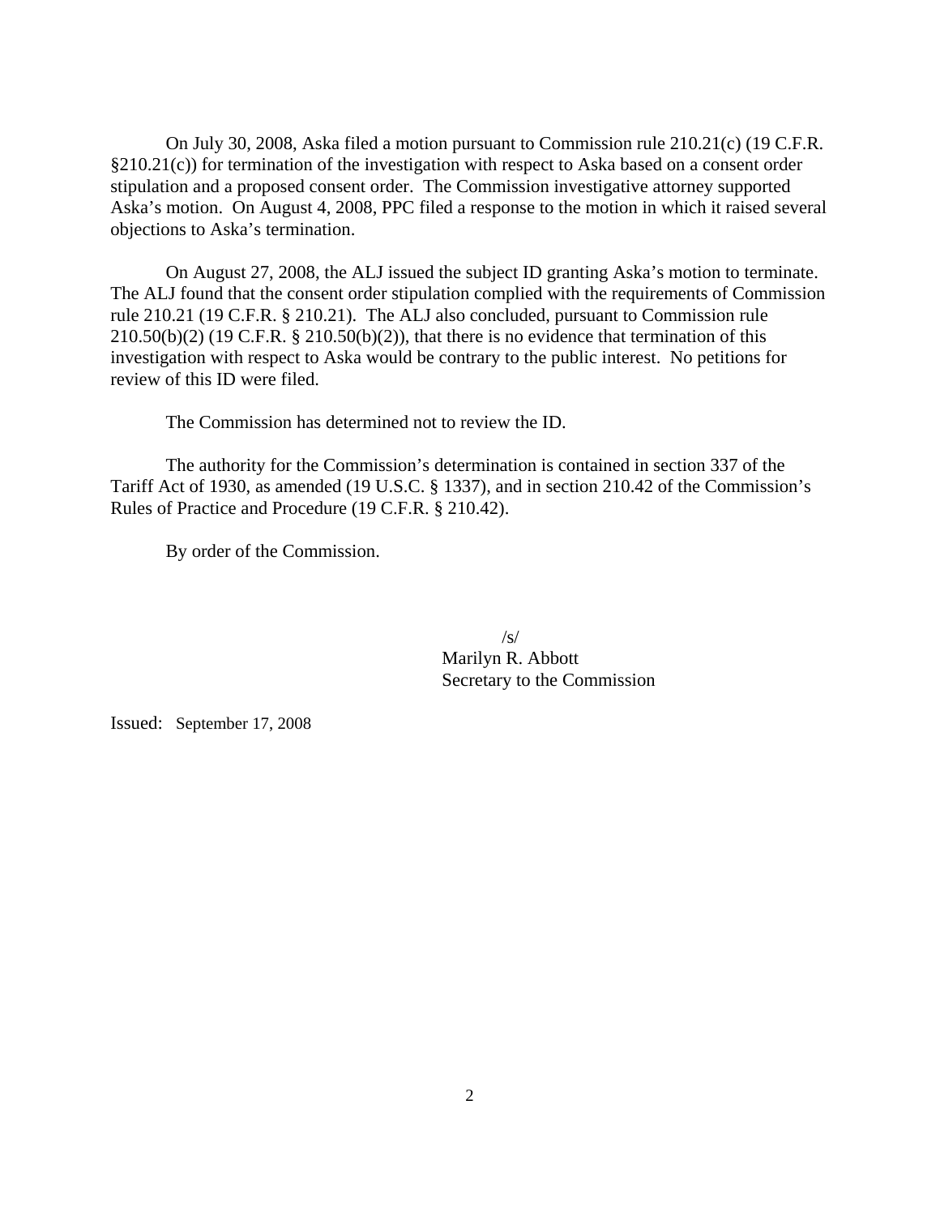On July 30, 2008, Aska filed a motion pursuant to Commission rule 210.21(c) (19 C.F.R. §210.21(c)) for termination of the investigation with respect to Aska based on a consent order stipulation and a proposed consent order. The Commission investigative attorney supported Aska's motion. On August 4, 2008, PPC filed a response to the motion in which it raised several objections to Aska's termination.

On August 27, 2008, the ALJ issued the subject ID granting Aska's motion to terminate. The ALJ found that the consent order stipulation complied with the requirements of Commission rule 210.21 (19 C.F.R. § 210.21). The ALJ also concluded, pursuant to Commission rule 210.50(b)(2) (19 C.F.R. § 210.50(b)(2)), that there is no evidence that termination of this investigation with respect to Aska would be contrary to the public interest. No petitions for review of this ID were filed.

The Commission has determined not to review the ID.

The authority for the Commission's determination is contained in section 337 of the Tariff Act of 1930, as amended (19 U.S.C. § 1337), and in section 210.42 of the Commission's Rules of Practice and Procedure (19 C.F.R. § 210.42).

By order of the Commission.

/s/
Marilyn R. Abbott
Secretary to the Commission

Issued: September 17, 2008